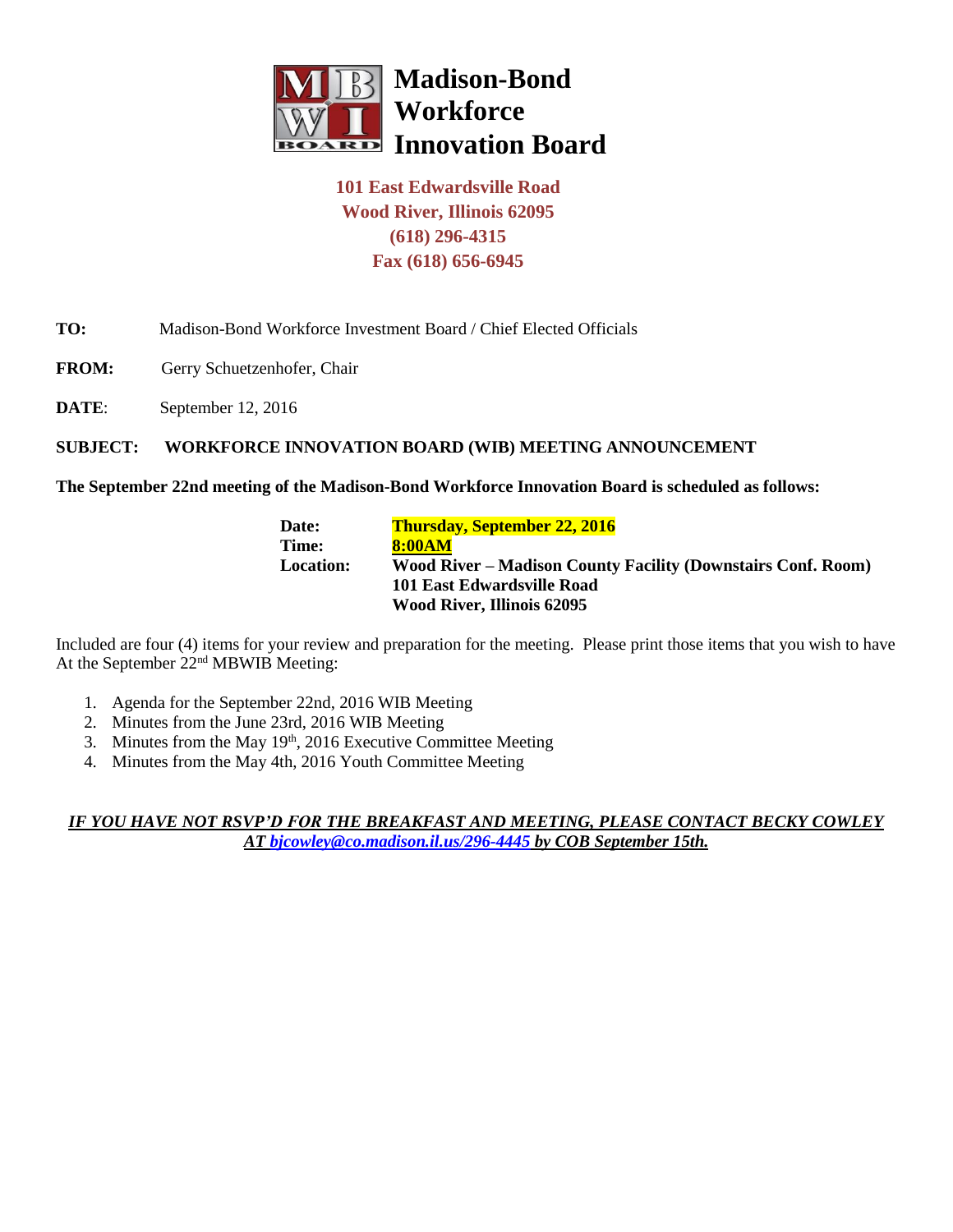# Madison-Bond Workforce Innovation Board

**101 East Edwardsville Road**
**Wood River, Illinois 62095**
**(618) 296-4315**
**Fax (618) 656-6945**

**TO:** Madison-Bond Workforce Investment Board / Chief Elected Officials

**FROM:** Gerry Schuetzenhofer, Chair

**DATE**: September 12, 2016

**SUBJECT: WORKFORCE INNOVATION BOARD (WIB) MEETING ANNOUNCEMENT**

**The September 22nd meeting of the Madison-Bond Workforce Innovation Board is scheduled as follows:**

| | |
|---|---|
| **Date:** | **Thursday, September 22, 2016** |
| **Time:** | **8:00AM** |
| **Location:** | **Wood River – Madison County Facility (Downstairs Conf. Room)**<br>**101 East Edwardsville Road**<br>**Wood River, Illinois 62095** |

Included are four (4) items for your review and preparation for the meeting. Please print those items that you wish to have At the September 22nd MBWIB Meeting:

1. Agenda for the September 22nd, 2016 WIB Meeting
2. Minutes from the June 23rd, 2016 WIB Meeting
3. Minutes from the May 19th, 2016 Executive Committee Meeting
4. Minutes from the May 4th, 2016 Youth Committee Meeting

***IF YOU HAVE NOT RSVP'D FOR THE BREAKFAST AND MEETING, PLEASE CONTACT BECKY COWLEY AT bjcowley@co.madison.il.us/296-4445 by COB September 15th.***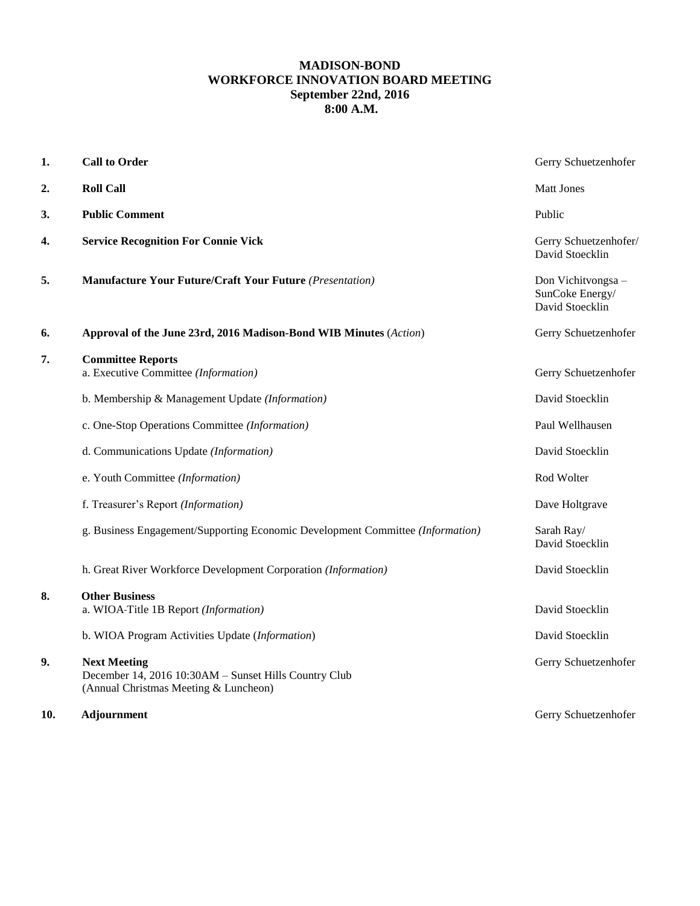**MADISON-BOND**
**WORKFORCE INNOVATION BOARD MEETING**
**September 22nd, 2016**
**8:00 A.M.**

| | | |
|---|---|---|
| **1.** | **Call to Order** | Gerry Schuetzenhofer |
| **2.** | **Roll Call** | Matt Jones |
| **3.** | **Public Comment** | Public |
| **4.** | **Service Recognition For Connie Vick** | Gerry Schuetzenhofer/ David Stoecklin |
| **5.** | **Manufacture Your Future/Craft Your Future** *(Presentation)* | Don Vichitvongsa – SunCoke Energy/ David Stoecklin |
| **6.** | **Approval of the June 23rd, 2016 Madison-Bond WIB Minutes** (*Action*) | Gerry Schuetzenhofer |
| **7.** | **Committee Reports** | |
| | a. Executive Committee *(Information)* | Gerry Schuetzenhofer |
| | b. Membership & Management Update *(Information)* | David Stoecklin |
| | c. One-Stop Operations Committee *(Information)* | Paul Wellhausen |
| | d. Communications Update *(Information)* | David Stoecklin |
| | e. Youth Committee *(Information)* | Rod Wolter |
| | f. Treasurer's Report *(Information)* | Dave Holtgrave |
| | g. Business Engagement/Supporting Economic Development Committee *(Information)* | Sarah Ray/ David Stoecklin |
| | h. Great River Workforce Development Corporation *(Information)* | David Stoecklin |
| **8.** | **Other Business** | |
| | a. WIOA-Title 1B Report *(Information)* | David Stoecklin |
| | b. WIOA Program Activities Update (*Information*) | David Stoecklin |
| **9.** | **Next Meeting** December 14, 2016 10:30AM – Sunset Hills Country Club (Annual Christmas Meeting & Luncheon) | Gerry Schuetzenhofer |
| **10.** | **Adjournment** | Gerry Schuetzenhofer |